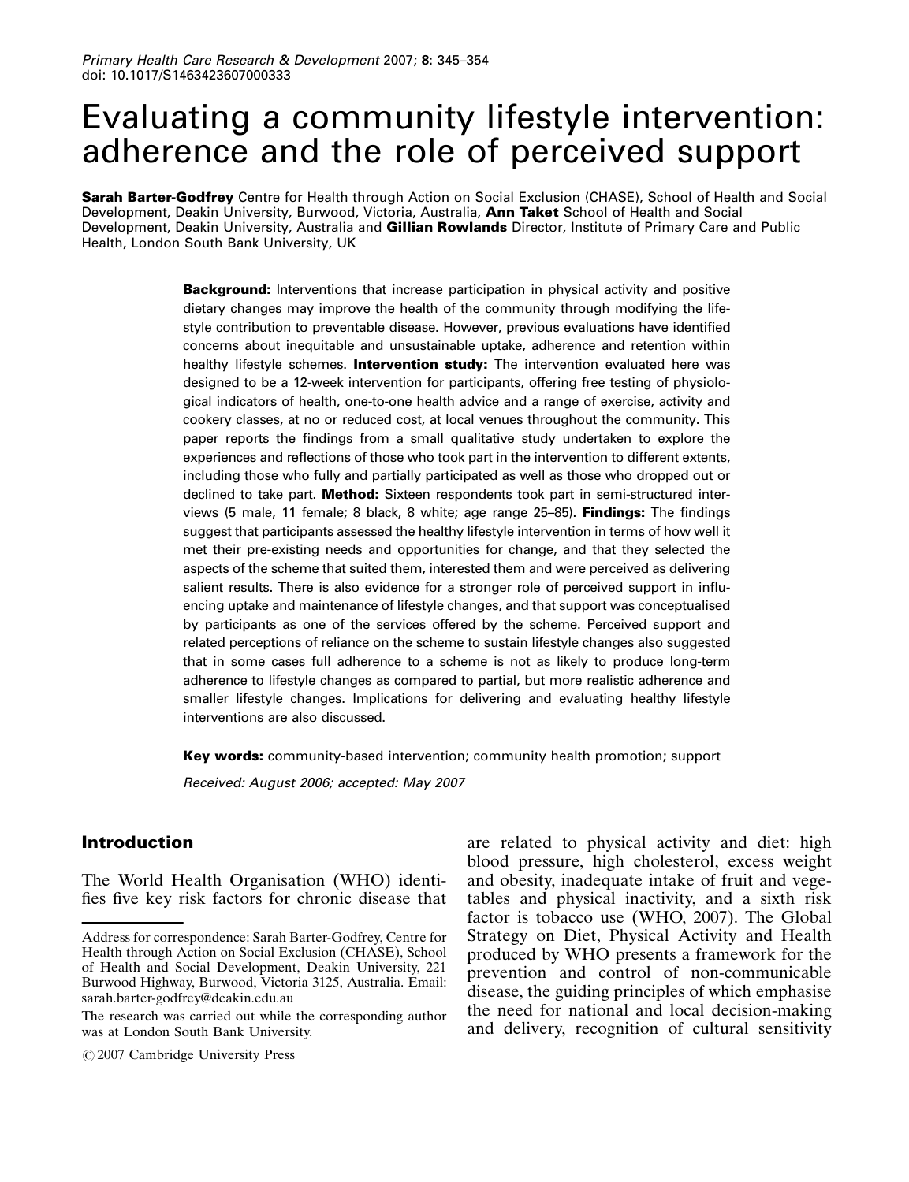*Primary Health Care Research & Development* 2007; **8**: 345–354
doi: 10.1017/S1463423607000333

# Evaluating a community lifestyle intervention: adherence and the role of perceived support

**Sarah Barter-Godfrey** Centre for Health through Action on Social Exclusion (CHASE), School of Health and Social Development, Deakin University, Burwood, Victoria, Australia, **Ann Taket** School of Health and Social Development, Deakin University, Australia and **Gillian Rowlands** Director, Institute of Primary Care and Public Health, London South Bank University, UK

**Background:** Interventions that increase participation in physical activity and positive dietary changes may improve the health of the community through modifying the lifestyle contribution to preventable disease. However, previous evaluations have identified concerns about inequitable and unsustainable uptake, adherence and retention within healthy lifestyle schemes. **Intervention study:** The intervention evaluated here was designed to be a 12-week intervention for participants, offering free testing of physiological indicators of health, one-to-one health advice and a range of exercise, activity and cookery classes, at no or reduced cost, at local venues throughout the community. This paper reports the findings from a small qualitative study undertaken to explore the experiences and reflections of those who took part in the intervention to different extents, including those who fully and partially participated as well as those who dropped out or declined to take part. **Method:** Sixteen respondents took part in semi-structured interviews (5 male, 11 female; 8 black, 8 white; age range 25–85). **Findings:** The findings suggest that participants assessed the healthy lifestyle intervention in terms of how well it met their pre-existing needs and opportunities for change, and that they selected the aspects of the scheme that suited them, interested them and were perceived as delivering salient results. There is also evidence for a stronger role of perceived support in influencing uptake and maintenance of lifestyle changes, and that support was conceptualised by participants as one of the services offered by the scheme. Perceived support and related perceptions of reliance on the scheme to sustain lifestyle changes also suggested that in some cases full adherence to a scheme is not as likely to produce long-term adherence to lifestyle changes as compared to partial, but more realistic adherence and smaller lifestyle changes. Implications for delivering and evaluating healthy lifestyle interventions are also discussed.

**Key words:** community-based intervention; community health promotion; support

*Received: August 2006; accepted: May 2007*

## Introduction

The World Health Organisation (WHO) identifies five key risk factors for chronic disease that are related to physical activity and diet: high blood pressure, high cholesterol, excess weight and obesity, inadequate intake of fruit and vegetables and physical inactivity, and a sixth risk factor is tobacco use (WHO, 2007). The Global Strategy on Diet, Physical Activity and Health produced by WHO presents a framework for the prevention and control of non-communicable disease, the guiding principles of which emphasise the need for national and local decision-making and delivery, recognition of cultural sensitivity

Address for correspondence: Sarah Barter-Godfrey, Centre for Health through Action on Social Exclusion (CHASE), School of Health and Social Development, Deakin University, 221 Burwood Highway, Burwood, Victoria 3125, Australia. Email: sarah.barter-godfrey@deakin.edu.au

The research was carried out while the corresponding author was at London South Bank University.

© 2007 Cambridge University Press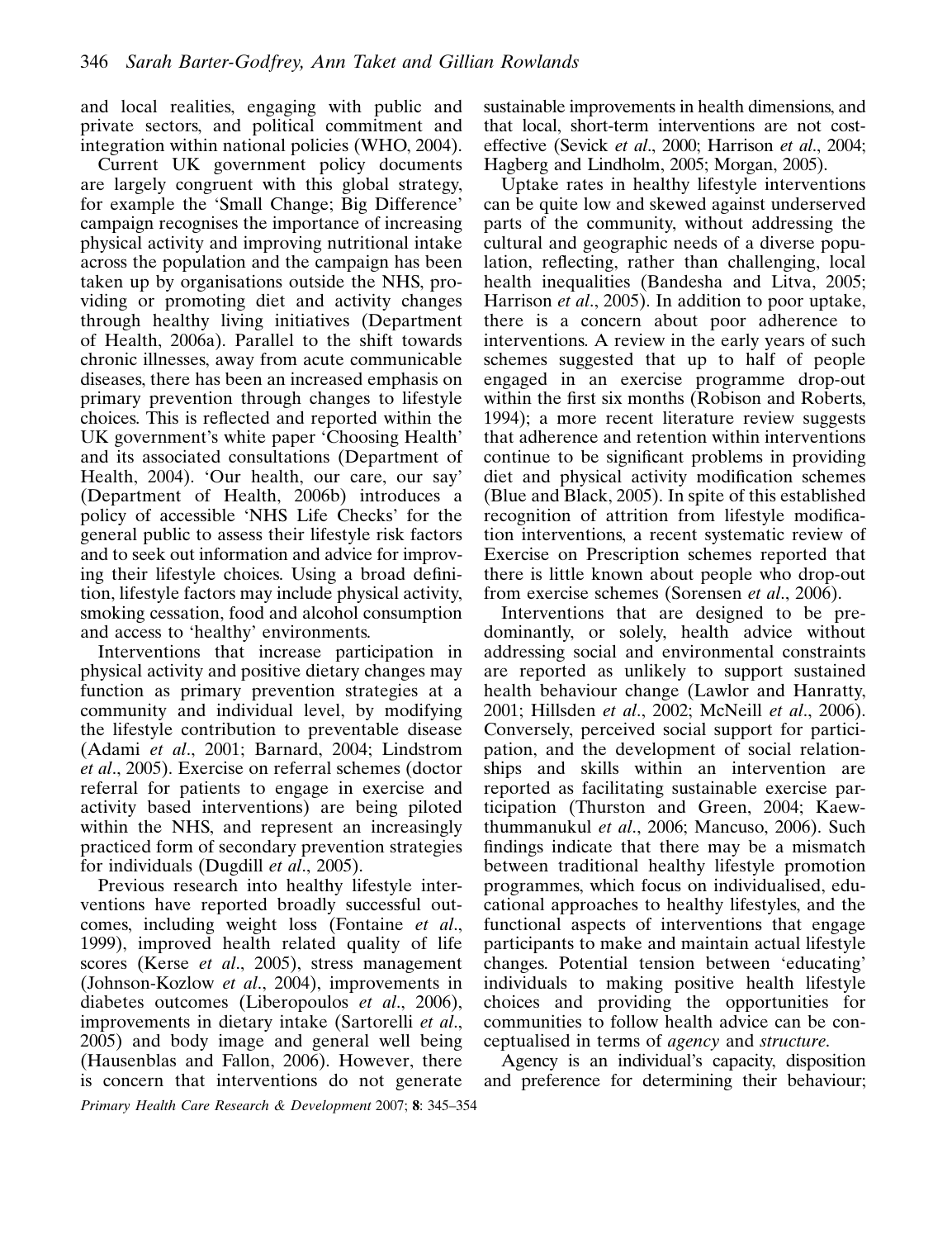and local realities, engaging with public and private sectors, and political commitment and integration within national policies (WHO, 2004).

Current UK government policy documents are largely congruent with this global strategy, for example the 'Small Change; Big Difference' campaign recognises the importance of increasing physical activity and improving nutritional intake across the population and the campaign has been taken up by organisations outside the NHS, providing or promoting diet and activity changes through healthy living initiatives (Department of Health, 2006a). Parallel to the shift towards chronic illnesses, away from acute communicable diseases, there has been an increased emphasis on primary prevention through changes to lifestyle choices. This is reflected and reported within the UK government's white paper 'Choosing Health' and its associated consultations (Department of Health, 2004). 'Our health, our care, our say' (Department of Health, 2006b) introduces a policy of accessible 'NHS Life Checks' for the general public to assess their lifestyle risk factors and to seek out information and advice for improving their lifestyle choices. Using a broad definition, lifestyle factors may include physical activity, smoking cessation, food and alcohol consumption and access to 'healthy' environments.

Interventions that increase participation in physical activity and positive dietary changes may function as primary prevention strategies at a community and individual level, by modifying the lifestyle contribution to preventable disease (Adami *et al*., 2001; Barnard, 2004; Lindstrom *et al*., 2005). Exercise on referral schemes (doctor referral for patients to engage in exercise and activity based interventions) are being piloted within the NHS, and represent an increasingly practiced form of secondary prevention strategies for individuals (Dugdill *et al*., 2005).

Previous research into healthy lifestyle interventions have reported broadly successful outcomes, including weight loss (Fontaine *et al*., 1999), improved health related quality of life scores (Kerse *et al*., 2005), stress management (Johnson-Kozlow *et al*., 2004), improvements in diabetes outcomes (Liberopoulos *et al*., 2006), improvements in dietary intake (Sartorelli *et al*., 2005) and body image and general well being (Hausenblas and Fallon, 2006). However, there is concern that interventions do not generate sustainable improvements in health dimensions, and that local, short-term interventions are not cost-effective (Sevick *et al*., 2000; Harrison *et al*., 2004; Hagberg and Lindholm, 2005; Morgan, 2005).

Uptake rates in healthy lifestyle interventions can be quite low and skewed against underserved parts of the community, without addressing the cultural and geographic needs of a diverse population, reflecting, rather than challenging, local health inequalities (Bandesha and Litva, 2005; Harrison *et al*., 2005). In addition to poor uptake, there is a concern about poor adherence to interventions. A review in the early years of such schemes suggested that up to half of people engaged in an exercise programme drop-out within the first six months (Robison and Roberts, 1994); a more recent literature review suggests that adherence and retention within interventions continue to be significant problems in providing diet and physical activity modification schemes (Blue and Black, 2005). In spite of this established recognition of attrition from lifestyle modification interventions, a recent systematic review of Exercise on Prescription schemes reported that there is little known about people who drop-out from exercise schemes (Sorensen *et al*., 2006).

Interventions that are designed to be predominantly, or solely, health advice without addressing social and environmental constraints are reported as unlikely to support sustained health behaviour change (Lawlor and Hanratty, 2001; Hillsden *et al*., 2002; McNeill *et al*., 2006). Conversely, perceived social support for participation, and the development of social relationships and skills within an intervention are reported as facilitating sustainable exercise participation (Thurston and Green, 2004; Kaewthummanukul *et al*., 2006; Mancuso, 2006). Such findings indicate that there may be a mismatch between traditional healthy lifestyle promotion programmes, which focus on individualised, educational approaches to healthy lifestyles, and the functional aspects of interventions that engage participants to make and maintain actual lifestyle changes. Potential tension between 'educating' individuals to making positive health lifestyle choices and providing the opportunities for communities to follow health advice can be conceptualised in terms of *agency* and *structure*.

Agency is an individual's capacity, disposition and preference for determining their behaviour;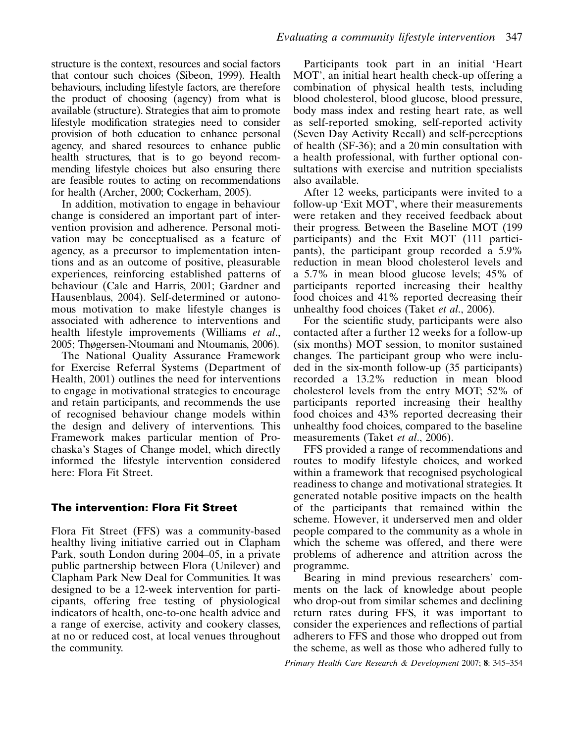structure is the context, resources and social factors that contour such choices (Sibeon, 1999). Health behaviours, including lifestyle factors, are therefore the product of choosing (agency) from what is available (structure). Strategies that aim to promote lifestyle modification strategies need to consider provision of both education to enhance personal agency, and shared resources to enhance public health structures, that is to go beyond recommending lifestyle choices but also ensuring there are feasible routes to acting on recommendations for health (Archer, 2000; Cockerham, 2005).

In addition, motivation to engage in behaviour change is considered an important part of intervention provision and adherence. Personal motivation may be conceptualised as a feature of agency, as a precursor to implementation intentions and as an outcome of positive, pleasurable experiences, reinforcing established patterns of behaviour (Cale and Harris, 2001; Gardner and Hausenblaus, 2004). Self-determined or autonomous motivation to make lifestyle changes is associated with adherence to interventions and health lifestyle improvements (Williams *et al*., 2005; Thøgersen-Ntoumani and Ntoumanis, 2006).

The National Quality Assurance Framework for Exercise Referral Systems (Department of Health, 2001) outlines the need for interventions to engage in motivational strategies to encourage and retain participants, and recommends the use of recognised behaviour change models within the design and delivery of interventions. This Framework makes particular mention of Prochaska's Stages of Change model, which directly informed the lifestyle intervention considered here: Flora Fit Street.

## The intervention: Flora Fit Street

Flora Fit Street (FFS) was a community-based healthy living initiative carried out in Clapham Park, south London during 2004–05, in a private public partnership between Flora (Unilever) and Clapham Park New Deal for Communities. It was designed to be a 12-week intervention for participants, offering free testing of physiological indicators of health, one-to-one health advice and a range of exercise, activity and cookery classes, at no or reduced cost, at local venues throughout the community.

Participants took part in an initial 'Heart MOT', an initial heart health check-up offering a combination of physical health tests, including blood cholesterol, blood glucose, blood pressure, body mass index and resting heart rate, as well as self-reported smoking, self-reported activity (Seven Day Activity Recall) and self-perceptions of health (SF-36); and a 20 min consultation with a health professional, with further optional consultations with exercise and nutrition specialists also available.

After 12 weeks, participants were invited to a follow-up 'Exit MOT', where their measurements were retaken and they received feedback about their progress. Between the Baseline MOT (199 participants) and the Exit MOT (111 participants), the participant group recorded a 5.9% reduction in mean blood cholesterol levels and a 5.7% in mean blood glucose levels; 45% of participants reported increasing their healthy food choices and 41% reported decreasing their unhealthy food choices (Taket *et al*., 2006).

For the scientific study, participants were also contacted after a further 12 weeks for a follow-up (six months) MOT session, to monitor sustained changes. The participant group who were included in the six-month follow-up (35 participants) recorded a 13.2% reduction in mean blood cholesterol levels from the entry MOT; 52% of participants reported increasing their healthy food choices and 43% reported decreasing their unhealthy food choices, compared to the baseline measurements (Taket *et al*., 2006).

FFS provided a range of recommendations and routes to modify lifestyle choices, and worked within a framework that recognised psychological readiness to change and motivational strategies. It generated notable positive impacts on the health of the participants that remained within the scheme. However, it underserved men and older people compared to the community as a whole in which the scheme was offered, and there were problems of adherence and attrition across the programme.

Bearing in mind previous researchers' comments on the lack of knowledge about people who drop-out from similar schemes and declining return rates during FFS, it was important to consider the experiences and reflections of partial adherers to FFS and those who dropped out from the scheme, as well as those who adhered fully to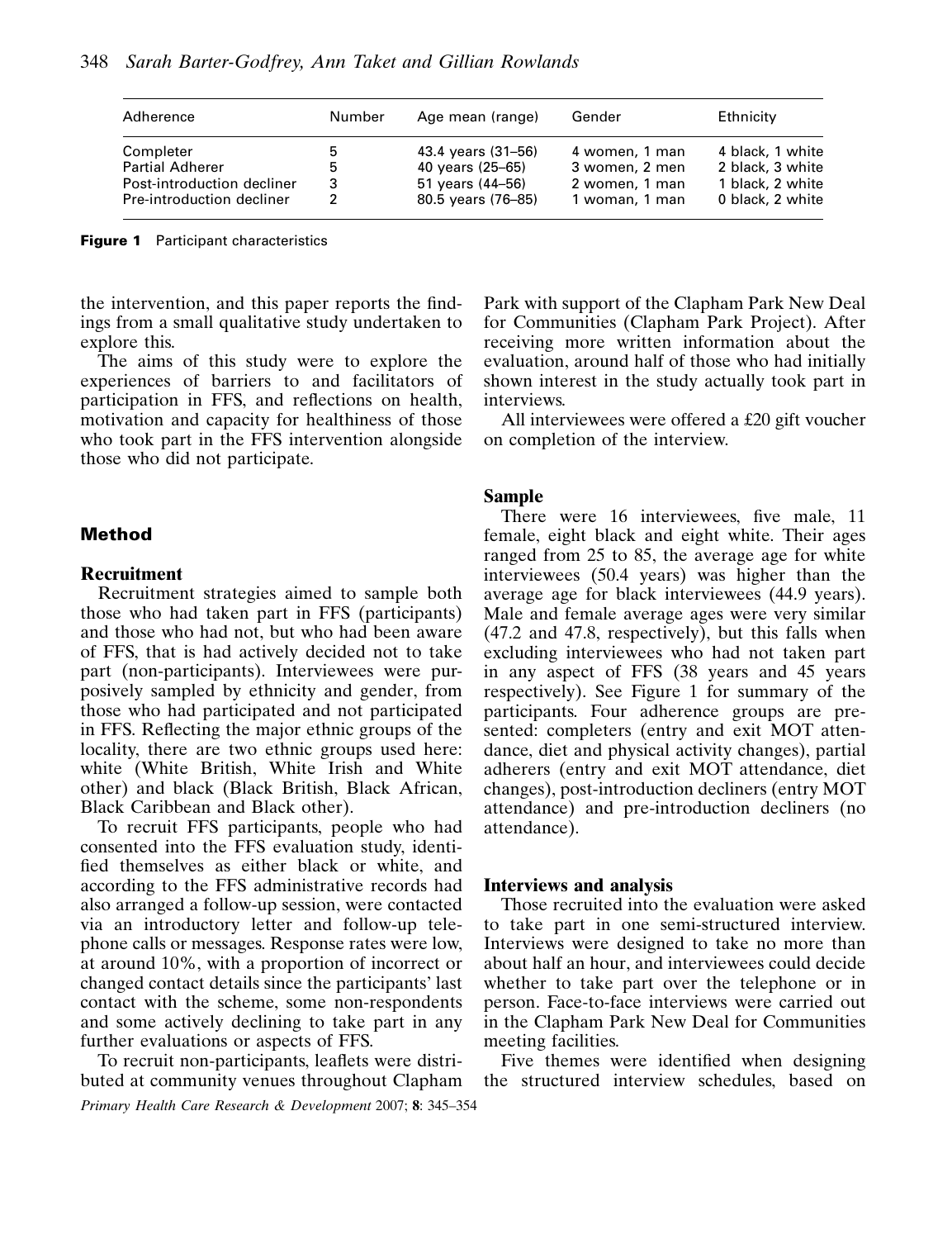| Adherence | Number | Age mean (range) | Gender | Ethnicity |
|---|---|---|---|---|
| Completer | 5 | 43.4 years (31–56) | 4 women, 1 man | 4 black, 1 white |
| Partial Adherer | 5 | 40 years (25–65) | 3 women, 2 men | 2 black, 3 white |
| Post-introduction decliner | 3 | 51 years (44–56) | 2 women, 1 man | 1 black, 2 white |
| Pre-introduction decliner | 2 | 80.5 years (76–85) | 1 woman, 1 man | 0 black, 2 white |

**Figure 1** Participant characteristics

the intervention, and this paper reports the findings from a small qualitative study undertaken to explore this.

The aims of this study were to explore the experiences of barriers to and facilitators of participation in FFS, and reflections on health, motivation and capacity for healthiness of those who took part in the FFS intervention alongside those who did not participate.

## Method

### Recruitment

Recruitment strategies aimed to sample both those who had taken part in FFS (participants) and those who had not, but who had been aware of FFS, that is had actively decided not to take part (non-participants). Interviewees were purposively sampled by ethnicity and gender, from those who had participated and not participated in FFS. Reflecting the major ethnic groups of the locality, there are two ethnic groups used here: white (White British, White Irish and White other) and black (Black British, Black African, Black Caribbean and Black other).

To recruit FFS participants, people who had consented into the FFS evaluation study, identified themselves as either black or white, and according to the FFS administrative records had also arranged a follow-up session, were contacted via an introductory letter and follow-up telephone calls or messages. Response rates were low, at around 10%, with a proportion of incorrect or changed contact details since the participants' last contact with the scheme, some non-respondents and some actively declining to take part in any further evaluations or aspects of FFS.

To recruit non-participants, leaflets were distributed at community venues throughout Clapham Park with support of the Clapham Park New Deal for Communities (Clapham Park Project). After receiving more written information about the evaluation, around half of those who had initially shown interest in the study actually took part in interviews.

All interviewees were offered a £20 gift voucher on completion of the interview.

### Sample

There were 16 interviewees, five male, 11 female, eight black and eight white. Their ages ranged from 25 to 85, the average age for white interviewees (50.4 years) was higher than the average age for black interviewees (44.9 years). Male and female average ages were very similar (47.2 and 47.8, respectively), but this falls when excluding interviewees who had not taken part in any aspect of FFS (38 years and 45 years respectively). See Figure 1 for summary of the participants. Four adherence groups are presented: completers (entry and exit MOT attendance, diet and physical activity changes), partial adherers (entry and exit MOT attendance, diet changes), post-introduction decliners (entry MOT attendance) and pre-introduction decliners (no attendance).

### Interviews and analysis

Those recruited into the evaluation were asked to take part in one semi-structured interview. Interviews were designed to take no more than about half an hour, and interviewees could decide whether to take part over the telephone or in person. Face-to-face interviews were carried out in the Clapham Park New Deal for Communities meeting facilities.

Five themes were identified when designing the structured interview schedules, based on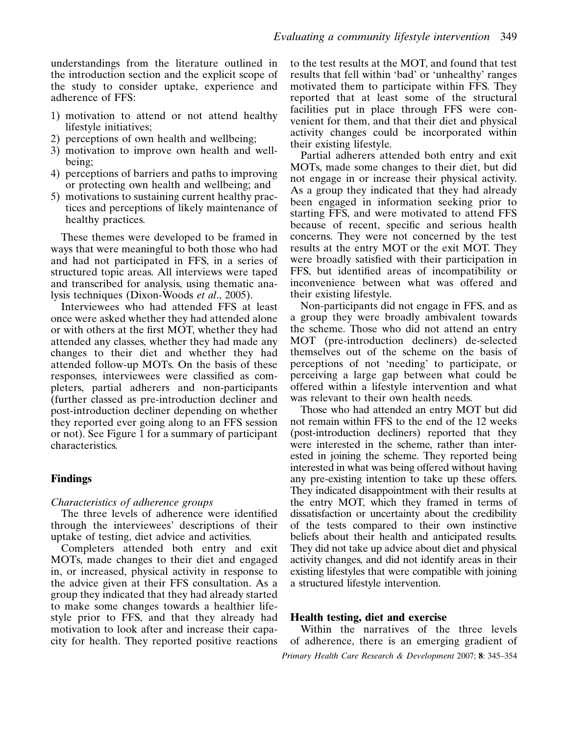understandings from the literature outlined in the introduction section and the explicit scope of the study to consider uptake, experience and adherence of FFS:

1) motivation to attend or not attend healthy lifestyle initiatives;
2) perceptions of own health and wellbeing;
3) motivation to improve own health and wellbeing;
4) perceptions of barriers and paths to improving or protecting own health and wellbeing; and
5) motivations to sustaining current healthy practices and perceptions of likely maintenance of healthy practices.

These themes were developed to be framed in ways that were meaningful to both those who had and had not participated in FFS, in a series of structured topic areas. All interviews were taped and transcribed for analysis, using thematic analysis techniques (Dixon-Woods *et al*., 2005).

Interviewees who had attended FFS at least once were asked whether they had attended alone or with others at the first MOT, whether they had attended any classes, whether they had made any changes to their diet and whether they had attended follow-up MOTs. On the basis of these responses, interviewees were classified as completers, partial adherers and non-participants (further classed as pre-introduction decliner and post-introduction decliner depending on whether they reported ever going along to an FFS session or not). See Figure 1 for a summary of participant characteristics.

## Findings

*Characteristics of adherence groups*

The three levels of adherence were identified through the interviewees' descriptions of their uptake of testing, diet advice and activities.

Completers attended both entry and exit MOTs, made changes to their diet and engaged in, or increased, physical activity in response to the advice given at their FFS consultation. As a group they indicated that they had already started to make some changes towards a healthier lifestyle prior to FFS, and that they already had motivation to look after and increase their capacity for health. They reported positive reactions to the test results at the MOT, and found that test results that fell within 'bad' or 'unhealthy' ranges motivated them to participate within FFS. They reported that at least some of the structural facilities put in place through FFS were convenient for them, and that their diet and physical activity changes could be incorporated within their existing lifestyle.

Partial adherers attended both entry and exit MOTs, made some changes to their diet, but did not engage in or increase their physical activity. As a group they indicated that they had already been engaged in information seeking prior to starting FFS, and were motivated to attend FFS because of recent, specific and serious health concerns. They were not concerned by the test results at the entry MOT or the exit MOT. They were broadly satisfied with their participation in FFS, but identified areas of incompatibility or inconvenience between what was offered and their existing lifestyle.

Non-participants did not engage in FFS, and as a group they were broadly ambivalent towards the scheme. Those who did not attend an entry MOT (pre-introduction decliners) de-selected themselves out of the scheme on the basis of perceptions of not 'needing' to participate, or perceiving a large gap between what could be offered within a lifestyle intervention and what was relevant to their own health needs.

Those who had attended an entry MOT but did not remain within FFS to the end of the 12 weeks (post-introduction decliners) reported that they were interested in the scheme, rather than interested in joining the scheme. They reported being interested in what was being offered without having any pre-existing intention to take up these offers. They indicated disappointment with their results at the entry MOT, which they framed in terms of dissatisfaction or uncertainty about the credibility of the tests compared to their own instinctive beliefs about their health and anticipated results. They did not take up advice about diet and physical activity changes, and did not identify areas in their existing lifestyles that were compatible with joining a structured lifestyle intervention.

## Health testing, diet and exercise

Within the narratives of the three levels of adherence, there is an emerging gradient of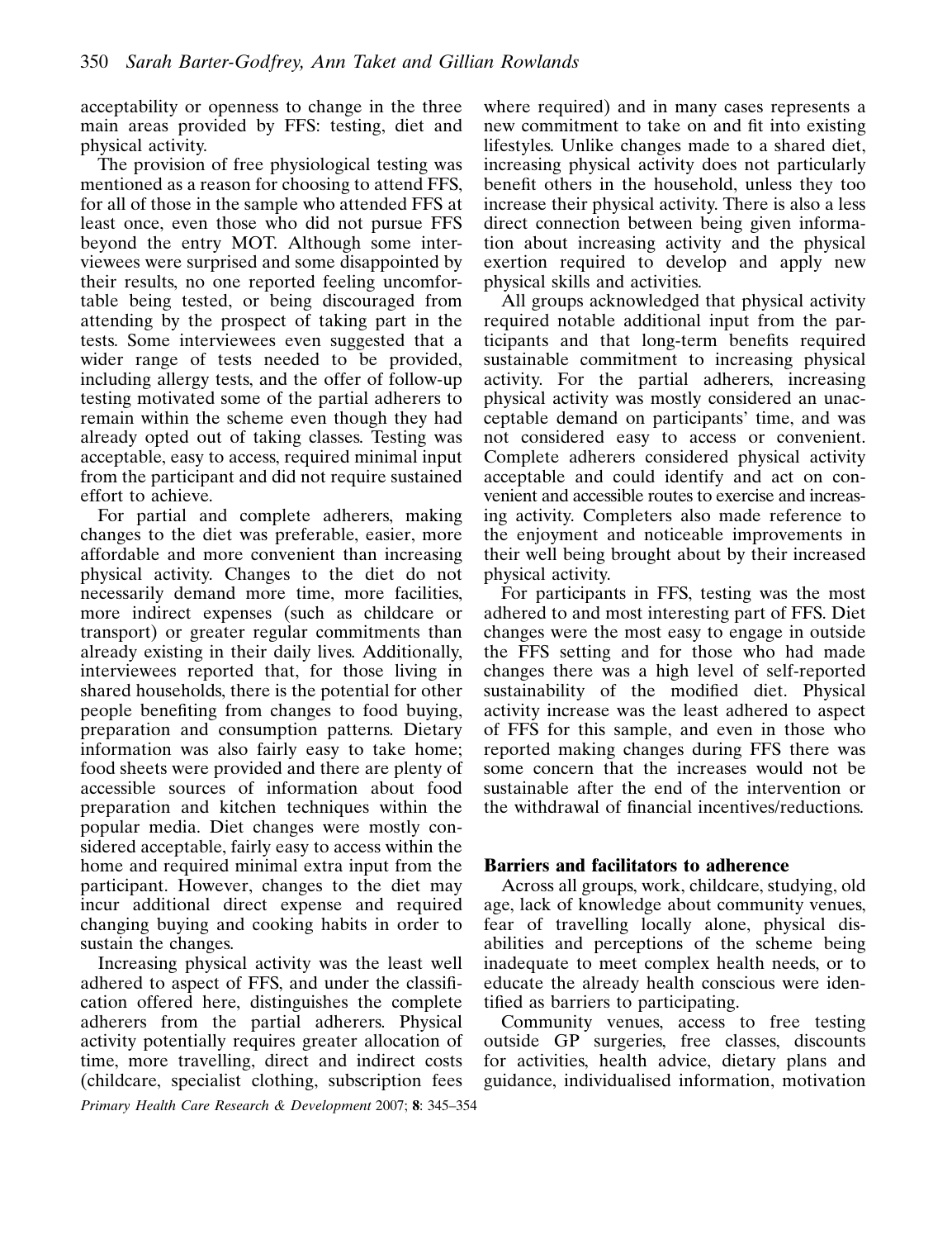acceptability or openness to change in the three main areas provided by FFS: testing, diet and physical activity.

The provision of free physiological testing was mentioned as a reason for choosing to attend FFS, for all of those in the sample who attended FFS at least once, even those who did not pursue FFS beyond the entry MOT. Although some interviewees were surprised and some disappointed by their results, no one reported feeling uncomfortable being tested, or being discouraged from attending by the prospect of taking part in the tests. Some interviewees even suggested that a wider range of tests needed to be provided, including allergy tests, and the offer of follow-up testing motivated some of the partial adherers to remain within the scheme even though they had already opted out of taking classes. Testing was acceptable, easy to access, required minimal input from the participant and did not require sustained effort to achieve.

For partial and complete adherers, making changes to the diet was preferable, easier, more affordable and more convenient than increasing physical activity. Changes to the diet do not necessarily demand more time, more facilities, more indirect expenses (such as childcare or transport) or greater regular commitments than already existing in their daily lives. Additionally, interviewees reported that, for those living in shared households, there is the potential for other people benefiting from changes to food buying, preparation and consumption patterns. Dietary information was also fairly easy to take home; food sheets were provided and there are plenty of accessible sources of information about food preparation and kitchen techniques within the popular media. Diet changes were mostly considered acceptable, fairly easy to access within the home and required minimal extra input from the participant. However, changes to the diet may incur additional direct expense and required changing buying and cooking habits in order to sustain the changes.

Increasing physical activity was the least well adhered to aspect of FFS, and under the classification offered here, distinguishes the complete adherers from the partial adherers. Physical activity potentially requires greater allocation of time, more travelling, direct and indirect costs (childcare, specialist clothing, subscription fees where required) and in many cases represents a new commitment to take on and fit into existing lifestyles. Unlike changes made to a shared diet, increasing physical activity does not particularly benefit others in the household, unless they too increase their physical activity. There is also a less direct connection between being given information about increasing activity and the physical exertion required to develop and apply new physical skills and activities.

All groups acknowledged that physical activity required notable additional input from the participants and that long-term benefits required sustainable commitment to increasing physical activity. For the partial adherers, increasing physical activity was mostly considered an unacceptable demand on participants' time, and was not considered easy to access or convenient. Complete adherers considered physical activity acceptable and could identify and act on convenient and accessible routes to exercise and increasing activity. Completers also made reference to the enjoyment and noticeable improvements in their well being brought about by their increased physical activity.

For participants in FFS, testing was the most adhered to and most interesting part of FFS. Diet changes were the most easy to engage in outside the FFS setting and for those who had made changes there was a high level of self-reported sustainability of the modified diet. Physical activity increase was the least adhered to aspect of FFS for this sample, and even in those who reported making changes during FFS there was some concern that the increases would not be sustainable after the end of the intervention or the withdrawal of financial incentives/reductions.

## Barriers and facilitators to adherence

Across all groups, work, childcare, studying, old age, lack of knowledge about community venues, fear of travelling locally alone, physical disabilities and perceptions of the scheme being inadequate to meet complex health needs, or to educate the already health conscious were identified as barriers to participating.

Community venues, access to free testing outside GP surgeries, free classes, discounts for activities, health advice, dietary plans and guidance, individualised information, motivation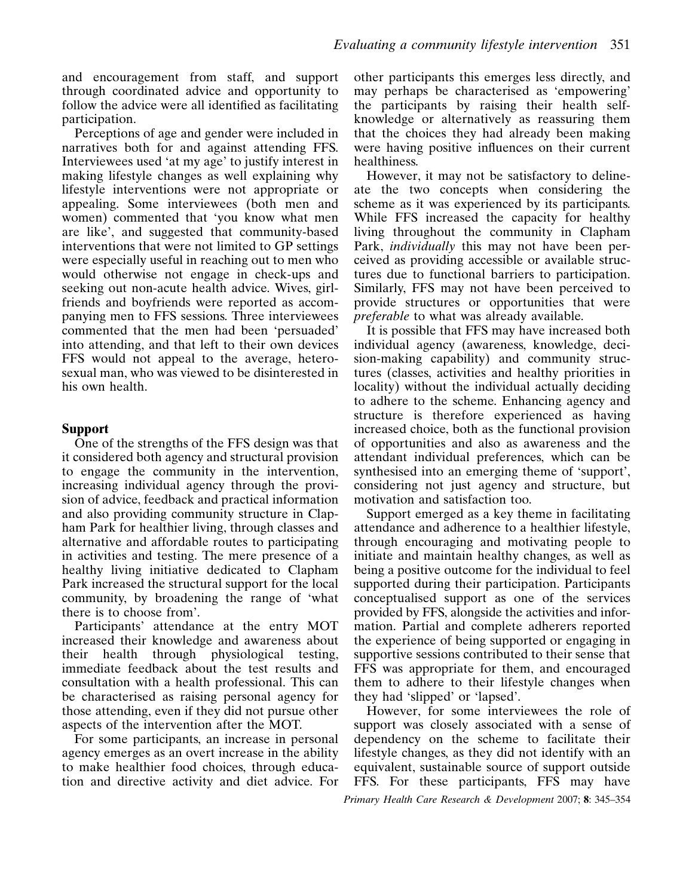and encouragement from staff, and support through coordinated advice and opportunity to follow the advice were all identified as facilitating participation.

Perceptions of age and gender were included in narratives both for and against attending FFS. Interviewees used 'at my age' to justify interest in making lifestyle changes as well explaining why lifestyle interventions were not appropriate or appealing. Some interviewees (both men and women) commented that 'you know what men are like', and suggested that community-based interventions that were not limited to GP settings were especially useful in reaching out to men who would otherwise not engage in check-ups and seeking out non-acute health advice. Wives, girlfriends and boyfriends were reported as accompanying men to FFS sessions. Three interviewees commented that the men had been 'persuaded' into attending, and that left to their own devices FFS would not appeal to the average, heterosexual man, who was viewed to be disinterested in his own health.

## Support

One of the strengths of the FFS design was that it considered both agency and structural provision to engage the community in the intervention, increasing individual agency through the provision of advice, feedback and practical information and also providing community structure in Clapham Park for healthier living, through classes and alternative and affordable routes to participating in activities and testing. The mere presence of a healthy living initiative dedicated to Clapham Park increased the structural support for the local community, by broadening the range of 'what there is to choose from'.

Participants' attendance at the entry MOT increased their knowledge and awareness about their health through physiological testing, immediate feedback about the test results and consultation with a health professional. This can be characterised as raising personal agency for those attending, even if they did not pursue other aspects of the intervention after the MOT.

For some participants, an increase in personal agency emerges as an overt increase in the ability to make healthier food choices, through education and directive activity and diet advice. For other participants this emerges less directly, and may perhaps be characterised as 'empowering' the participants by raising their health self-knowledge or alternatively as reassuring them that the choices they had already been making were having positive influences on their current healthiness.

However, it may not be satisfactory to delineate the two concepts when considering the scheme as it was experienced by its participants. While FFS increased the capacity for healthy living throughout the community in Clapham Park, *individually* this may not have been perceived as providing accessible or available structures due to functional barriers to participation. Similarly, FFS may not have been perceived to provide structures or opportunities that were *preferable* to what was already available.

It is possible that FFS may have increased both individual agency (awareness, knowledge, decision-making capability) and community structures (classes, activities and healthy priorities in locality) without the individual actually deciding to adhere to the scheme. Enhancing agency and structure is therefore experienced as having increased choice, both as the functional provision of opportunities and also as awareness and the attendant individual preferences, which can be synthesised into an emerging theme of 'support', considering not just agency and structure, but motivation and satisfaction too.

Support emerged as a key theme in facilitating attendance and adherence to a healthier lifestyle, through encouraging and motivating people to initiate and maintain healthy changes, as well as being a positive outcome for the individual to feel supported during their participation. Participants conceptualised support as one of the services provided by FFS, alongside the activities and information. Partial and complete adherers reported the experience of being supported or engaging in supportive sessions contributed to their sense that FFS was appropriate for them, and encouraged them to adhere to their lifestyle changes when they had 'slipped' or 'lapsed'.

However, for some interviewees the role of support was closely associated with a sense of dependency on the scheme to facilitate their lifestyle changes, as they did not identify with an equivalent, sustainable source of support outside FFS. For these participants, FFS may have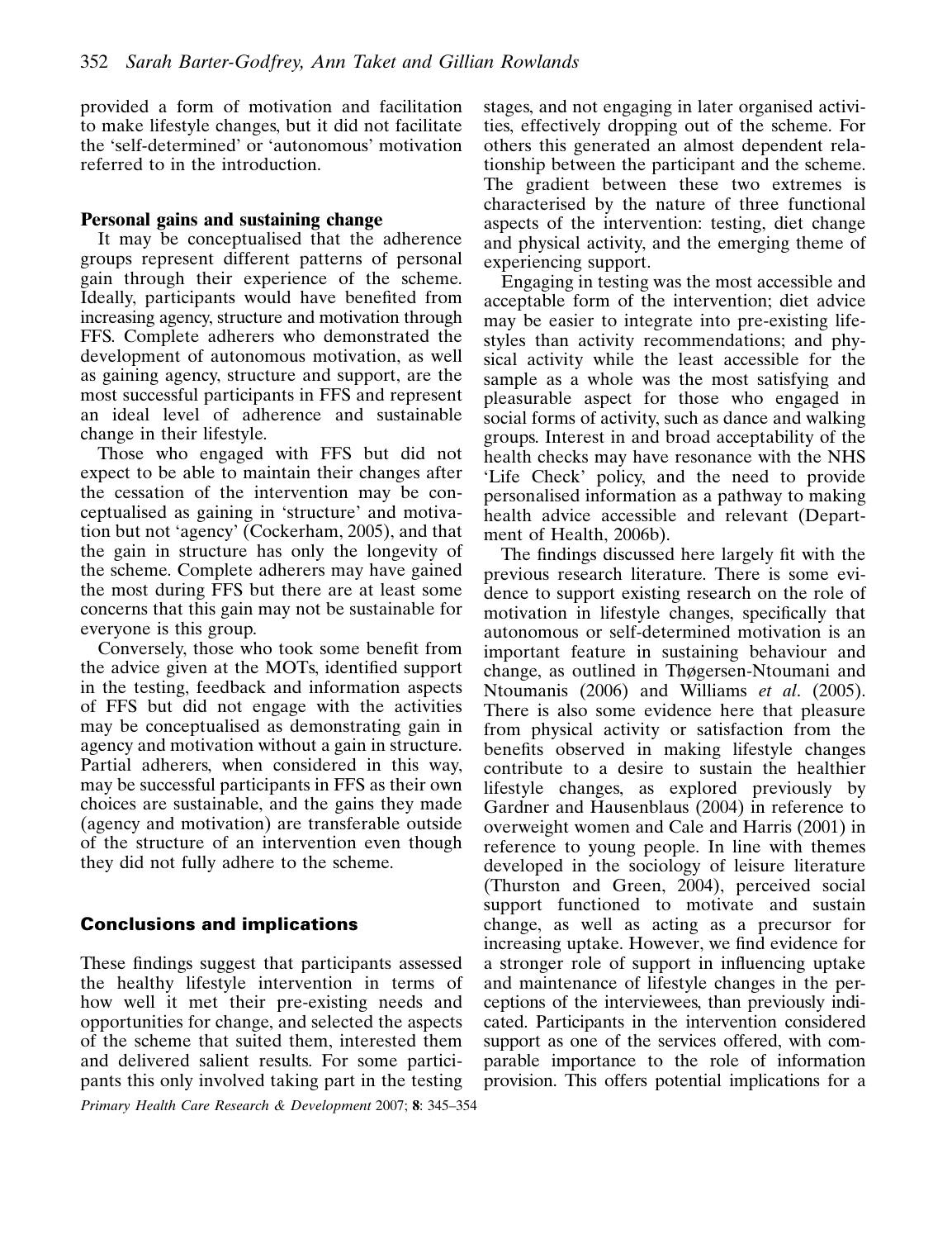provided a form of motivation and facilitation to make lifestyle changes, but it did not facilitate the 'self-determined' or 'autonomous' motivation referred to in the introduction.

### Personal gains and sustaining change

It may be conceptualised that the adherence groups represent different patterns of personal gain through their experience of the scheme. Ideally, participants would have benefited from increasing agency, structure and motivation through FFS. Complete adherers who demonstrated the development of autonomous motivation, as well as gaining agency, structure and support, are the most successful participants in FFS and represent an ideal level of adherence and sustainable change in their lifestyle.

Those who engaged with FFS but did not expect to be able to maintain their changes after the cessation of the intervention may be conceptualised as gaining in 'structure' and motivation but not 'agency' (Cockerham, 2005), and that the gain in structure has only the longevity of the scheme. Complete adherers may have gained the most during FFS but there are at least some concerns that this gain may not be sustainable for everyone is this group.

Conversely, those who took some benefit from the advice given at the MOTs, identified support in the testing, feedback and information aspects of FFS but did not engage with the activities may be conceptualised as demonstrating gain in agency and motivation without a gain in structure. Partial adherers, when considered in this way, may be successful participants in FFS as their own choices are sustainable, and the gains they made (agency and motivation) are transferable outside of the structure of an intervention even though they did not fully adhere to the scheme.

## Conclusions and implications

These findings suggest that participants assessed the healthy lifestyle intervention in terms of how well it met their pre-existing needs and opportunities for change, and selected the aspects of the scheme that suited them, interested them and delivered salient results. For some participants this only involved taking part in the testing stages, and not engaging in later organised activities, effectively dropping out of the scheme. For others this generated an almost dependent relationship between the participant and the scheme. The gradient between these two extremes is characterised by the nature of three functional aspects of the intervention: testing, diet change and physical activity, and the emerging theme of experiencing support.

Engaging in testing was the most accessible and acceptable form of the intervention; diet advice may be easier to integrate into pre-existing lifestyles than activity recommendations; and physical activity while the least accessible for the sample as a whole was the most satisfying and pleasurable aspect for those who engaged in social forms of activity, such as dance and walking groups. Interest in and broad acceptability of the health checks may have resonance with the NHS 'Life Check' policy, and the need to provide personalised information as a pathway to making health advice accessible and relevant (Department of Health, 2006b).

The findings discussed here largely fit with the previous research literature. There is some evidence to support existing research on the role of motivation in lifestyle changes, specifically that autonomous or self-determined motivation is an important feature in sustaining behaviour and change, as outlined in Thøgersen-Ntoumani and Ntoumanis (2006) and Williams *et al*. (2005). There is also some evidence here that pleasure from physical activity or satisfaction from the benefits observed in making lifestyle changes contribute to a desire to sustain the healthier lifestyle changes, as explored previously by Gardner and Hausenblaus (2004) in reference to overweight women and Cale and Harris (2001) in reference to young people. In line with themes developed in the sociology of leisure literature (Thurston and Green, 2004), perceived social support functioned to motivate and sustain change, as well as acting as a precursor for increasing uptake. However, we find evidence for a stronger role of support in influencing uptake and maintenance of lifestyle changes in the perceptions of the interviewees, than previously indicated. Participants in the intervention considered support as one of the services offered, with comparable importance to the role of information provision. This offers potential implications for a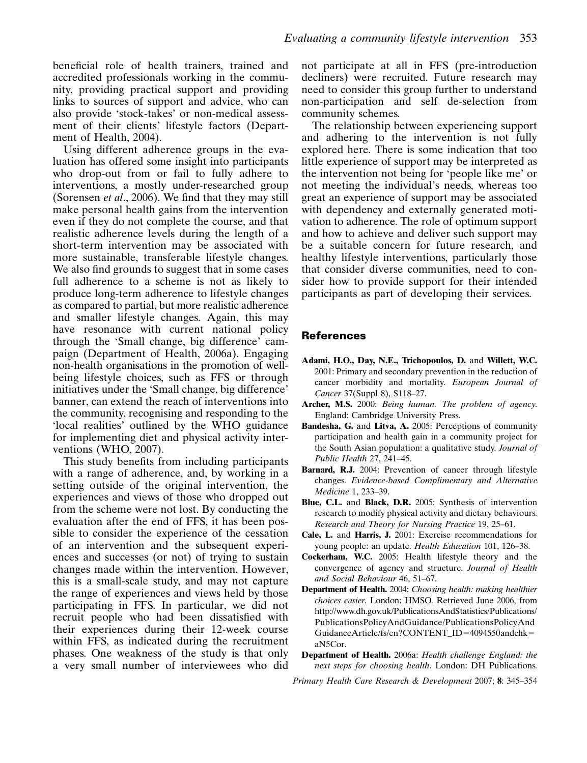beneficial role of health trainers, trained and accredited professionals working in the community, providing practical support and providing links to sources of support and advice, who can also provide 'stock-takes' or non-medical assessment of their clients' lifestyle factors (Department of Health, 2004).

Using different adherence groups in the evaluation has offered some insight into participants who drop-out from or fail to fully adhere to interventions, a mostly under-researched group (Sorensen *et al*., 2006). We find that they may still make personal health gains from the intervention even if they do not complete the course, and that realistic adherence levels during the length of a short-term intervention may be associated with more sustainable, transferable lifestyle changes. We also find grounds to suggest that in some cases full adherence to a scheme is not as likely to produce long-term adherence to lifestyle changes as compared to partial, but more realistic adherence and smaller lifestyle changes. Again, this may have resonance with current national policy through the 'Small change, big difference' campaign (Department of Health, 2006a). Engaging non-health organisations in the promotion of well-being lifestyle choices, such as FFS or through initiatives under the 'Small change, big difference' banner, can extend the reach of interventions into the community, recognising and responding to the 'local realities' outlined by the WHO guidance for implementing diet and physical activity interventions (WHO, 2007).

This study benefits from including participants with a range of adherence, and, by working in a setting outside of the original intervention, the experiences and views of those who dropped out from the scheme were not lost. By conducting the evaluation after the end of FFS, it has been possible to consider the experience of the cessation of an intervention and the subsequent experiences and successes (or not) of trying to sustain changes made within the intervention. However, this is a small-scale study, and may not capture the range of experiences and views held by those participating in FFS. In particular, we did not recruit people who had been dissatisfied with their experiences during their 12-week course within FFS, as indicated during the recruitment phases. One weakness of the study is that only a very small number of interviewees who did not participate at all in FFS (pre-introduction decliners) were recruited. Future research may need to consider this group further to understand non-participation and self de-selection from community schemes.

The relationship between experiencing support and adhering to the intervention is not fully explored here. There is some indication that too little experience of support may be interpreted as the intervention not being for 'people like me' or not meeting the individual's needs, whereas too great an experience of support may be associated with dependency and externally generated motivation to adherence. The role of optimum support and how to achieve and deliver such support may be a suitable concern for future research, and healthy lifestyle interventions, particularly those that consider diverse communities, need to consider how to provide support for their intended participants as part of developing their services.

## References

**Adami, H.O., Day, N.E., Trichopoulos, D.** and **Willett, W.C.** 2001: Primary and secondary prevention in the reduction of cancer morbidity and mortality. *European Journal of Cancer* 37(Suppl 8), S118–27.

**Archer, M.S.** 2000: *Being human. The problem of agency*. England: Cambridge University Press.

**Bandesha, G.** and **Litva, A.** 2005: Perceptions of community participation and health gain in a community project for the South Asian population: a qualitative study. *Journal of Public Health* 27, 241–45.

**Barnard, R.J.** 2004: Prevention of cancer through lifestyle changes. *Evidence-based Complimentary and Alternative Medicine* 1, 233–39.

**Blue, C.L.** and **Black, D.R.** 2005: Synthesis of intervention research to modify physical activity and dietary behaviours. *Research and Theory for Nursing Practice* 19, 25–61.

**Cale, L.** and **Harris, J.** 2001: Exercise recommendations for young people: an update. *Health Education* 101, 126–38.

**Cockerham, W.C.** 2005: Health lifestyle theory and the convergence of agency and structure. *Journal of Health and Social Behaviour* 46, 51–67.

**Department of Health.** 2004: *Choosing health: making healthier choices easier*. London: HMSO. Retrieved June 2006, from http://www.dh.gov.uk/PublicationsAndStatistics/Publications/PublicationsPolicyAndGuidance/PublicationsPolicyAndGuidanceArticle/fs/en?CONTENT_ID=4094550andchk=aN5Cor.

**Department of Health.** 2006a: *Health challenge England: the next steps for choosing health*. London: DH Publications.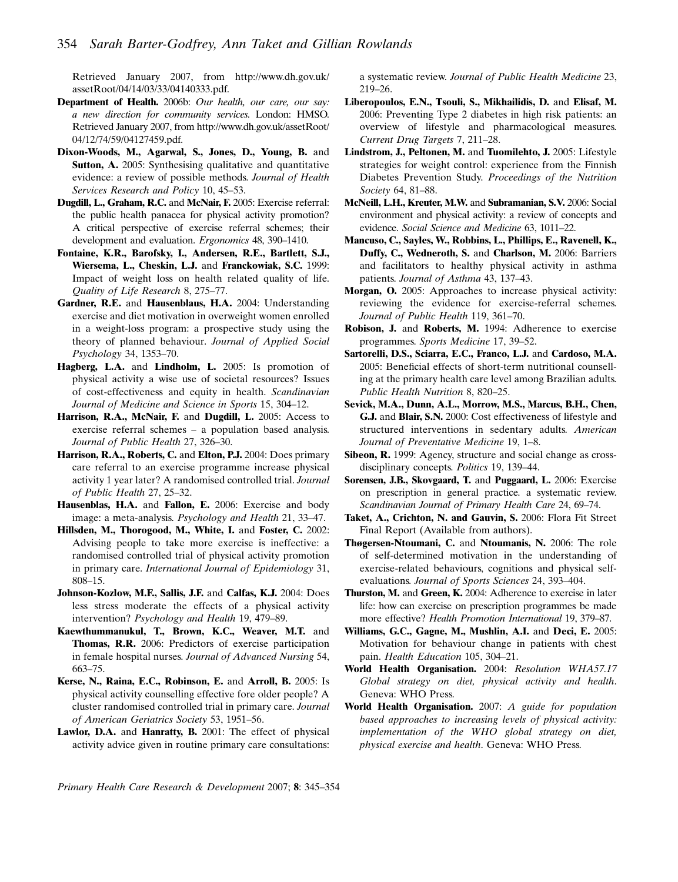Retrieved January 2007, from http://www.dh.gov.uk/assetRoot/04/14/03/33/04140333.pdf.

**Department of Health.** 2006b: *Our health, our care, our say: a new direction for community services*. London: HMSO. Retrieved January 2007, from http://www.dh.gov.uk/assetRoot/04/12/74/59/04127459.pdf.

**Dixon-Woods, M., Agarwal, S., Jones, D., Young, B.** and **Sutton, A.** 2005: Synthesising qualitative and quantitative evidence: a review of possible methods. *Journal of Health Services Research and Policy* 10, 45–53.

**Dugdill, L., Graham, R.C.** and **McNair, F.** 2005: Exercise referral: the public health panacea for physical activity promotion? A critical perspective of exercise referral schemes; their development and evaluation. *Ergonomics* 48, 390–1410.

**Fontaine, K.R., Barofsky, I., Andersen, R.E., Bartlett, S.J., Wiersema, L., Cheskin, L.J.** and **Franckowiak, S.C.** 1999: Impact of weight loss on health related quality of life. *Quality of Life Research* 8, 275–77.

**Gardner, R.E.** and **Hausenblaus, H.A.** 2004: Understanding exercise and diet motivation in overweight women enrolled in a weight-loss program: a prospective study using the theory of planned behaviour. *Journal of Applied Social Psychology* 34, 1353–70.

**Hagberg, L.A.** and **Lindholm, L.** 2005: Is promotion of physical activity a wise use of societal resources? Issues of cost-effectiveness and equity in health. *Scandinavian Journal of Medicine and Science in Sports* 15, 304–12.

**Harrison, R.A., McNair, F.** and **Dugdill, L.** 2005: Access to exercise referral schemes – a population based analysis. *Journal of Public Health* 27, 326–30.

**Harrison, R.A., Roberts, C.** and **Elton, P.J.** 2004: Does primary care referral to an exercise programme increase physical activity 1 year later? A randomised controlled trial. *Journal of Public Health* 27, 25–32.

**Hausenblas, H.A.** and **Fallon, E.** 2006: Exercise and body image: a meta-analysis. *Psychology and Health* 21, 33–47.

**Hillsden, M., Thorogood, M., White, I.** and **Foster, C.** 2002: Advising people to take more exercise is ineffective: a randomised controlled trial of physical activity promotion in primary care. *International Journal of Epidemiology* 31, 808–15.

**Johnson-Kozlow, M.F., Sallis, J.F.** and **Calfas, K.J.** 2004: Does less stress moderate the effects of a physical activity intervention? *Psychology and Health* 19, 479–89.

**Kaewthummanukul, T., Brown, K.C., Weaver, M.T.** and **Thomas, R.R.** 2006: Predictors of exercise participation in female hospital nurses. *Journal of Advanced Nursing* 54, 663–75.

**Kerse, N., Raina, E.C., Robinson, E.** and **Arroll, B.** 2005: Is physical activity counselling effective fore older people? A cluster randomised controlled trial in primary care. *Journal of American Geriatrics Society* 53, 1951–56.

**Lawlor, D.A.** and **Hanratty, B.** 2001: The effect of physical activity advice given in routine primary care consultations: a systematic review. *Journal of Public Health Medicine* 23, 219–26.

**Liberopoulos, E.N., Tsouli, S., Mikhailidis, D.** and **Elisaf, M.** 2006: Preventing Type 2 diabetes in high risk patients: an overview of lifestyle and pharmacological measures. *Current Drug Targets* 7, 211–28.

**Lindstrom, J., Peltonen, M.** and **Tuomilehto, J.** 2005: Lifestyle strategies for weight control: experience from the Finnish Diabetes Prevention Study. *Proceedings of the Nutrition Society* 64, 81–88.

**McNeill, L.H., Kreuter, M.W.** and **Subramanian, S.V.** 2006: Social environment and physical activity: a review of concepts and evidence. *Social Science and Medicine* 63, 1011–22.

**Mancuso, C., Sayles, W., Robbins, L., Phillips, E., Ravenell, K., Duffy, C., Wedneroth, S.** and **Charlson, M.** 2006: Barriers and facilitators to healthy physical activity in asthma patients. *Journal of Asthma* 43, 137–43.

**Morgan, O.** 2005: Approaches to increase physical activity: reviewing the evidence for exercise-referral schemes. *Journal of Public Health* 119, 361–70.

**Robison, J.** and **Roberts, M.** 1994: Adherence to exercise programmes. *Sports Medicine* 17, 39–52.

**Sartorelli, D.S., Sciarra, E.C., Franco, L.J.** and **Cardoso, M.A.** 2005: Beneficial effects of short-term nutritional counselling at the primary health care level among Brazilian adults. *Public Health Nutrition* 8, 820–25.

**Sevick, M.A., Dunn, A.L., Morrow, M.S., Marcus, B.H., Chen, G.J.** and **Blair, S.N.** 2000: Cost effectiveness of lifestyle and structured interventions in sedentary adults. *American Journal of Preventative Medicine* 19, 1–8.

**Sibeon, R.** 1999: Agency, structure and social change as cross-disciplinary concepts. *Politics* 19, 139–44.

**Sorensen, J.B., Skovgaard, T.** and **Puggaard, L.** 2006: Exercise on prescription in general practice. a systematic review. *Scandinavian Journal of Primary Health Care* 24, 69–74.

**Taket, A., Crichton, N. and Gauvin, S.** 2006: Flora Fit Street Final Report (Available from authors).

**Thøgersen-Ntoumani, C.** and **Ntoumanis, N.** 2006: The role of self-determined motivation in the understanding of exercise-related behaviours, cognitions and physical self-evaluations. *Journal of Sports Sciences* 24, 393–404.

**Thurston, M.** and **Green, K.** 2004: Adherence to exercise in later life: how can exercise on prescription programmes be made more effective? *Health Promotion International* 19, 379–87.

**Williams, G.C., Gagne, M., Mushlin, A.I.** and **Deci, E.** 2005: Motivation for behaviour change in patients with chest pain. *Health Education* 105, 304–21.

**World Health Organisation.** 2004: *Resolution WHA57.17 Global strategy on diet, physical activity and health*. Geneva: WHO Press.

**World Health Organisation.** 2007: *A guide for population based approaches to increasing levels of physical activity: implementation of the WHO global strategy on diet, physical exercise and health*. Geneva: WHO Press.